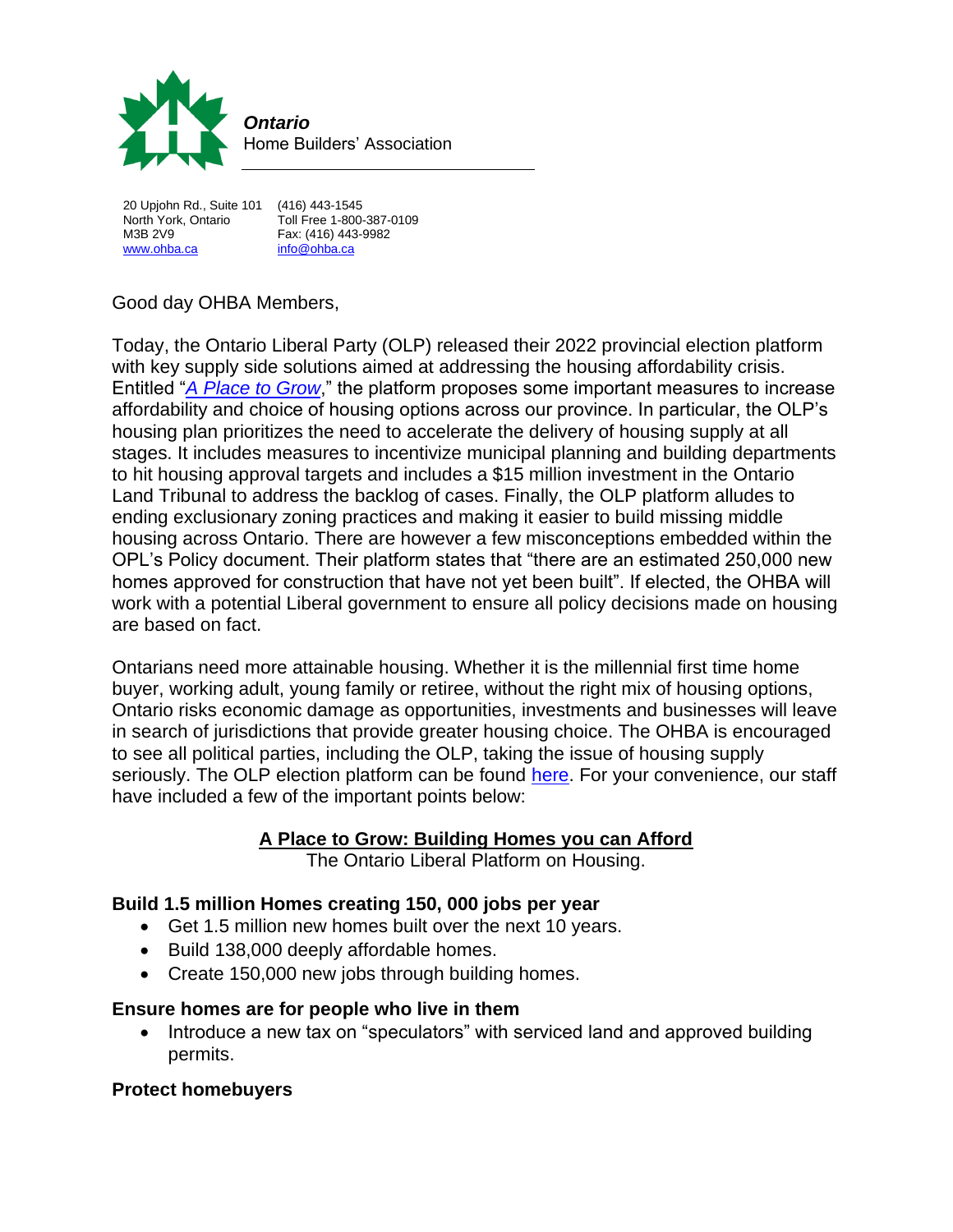**Ontario**
Home Builders' Association

20 Upjohn Rd., Suite 101
North York, Ontario
M3B 2V9
www.ohba.ca

(416) 443-1545
Toll Free 1-800-387-0109
Fax: (416) 443-9982
info@ohba.ca

Good day OHBA Members,

Today, the Ontario Liberal Party (OLP) released their 2022 provincial election platform with key supply side solutions aimed at addressing the housing affordability crisis. Entitled "*A Place to Grow*," the platform proposes some important measures to increase affordability and choice of housing options across our province. In particular, the OLP's housing plan prioritizes the need to accelerate the delivery of housing supply at all stages. It includes measures to incentivize municipal planning and building departments to hit housing approval targets and includes a $15 million investment in the Ontario Land Tribunal to address the backlog of cases. Finally, the OLP platform alludes to ending exclusionary zoning practices and making it easier to build missing middle housing across Ontario. There are however a few misconceptions embedded within the OPL's Policy document. Their platform states that "there are an estimated 250,000 new homes approved for construction that have not yet been built". If elected, the OHBA will work with a potential Liberal government to ensure all policy decisions made on housing are based on fact.

Ontarians need more attainable housing. Whether it is the millennial first time home buyer, working adult, young family or retiree, without the right mix of housing options, Ontario risks economic damage as opportunities, investments and businesses will leave in search of jurisdictions that provide greater housing choice. The OHBA is encouraged to see all political parties, including the OLP, taking the issue of housing supply seriously. The OLP election platform can be found here. For your convenience, our staff have included a few of the important points below:

## A Place to Grow: Building Homes you can Afford

The Ontario Liberal Platform on Housing.

### Build 1.5 million Homes creating 150, 000 jobs per year

- Get 1.5 million new homes built over the next 10 years.
- Build 138,000 deeply affordable homes.
- Create 150,000 new jobs through building homes.

### Ensure homes are for people who live in them

- Introduce a new tax on "speculators" with serviced land and approved building permits.

### Protect homebuyers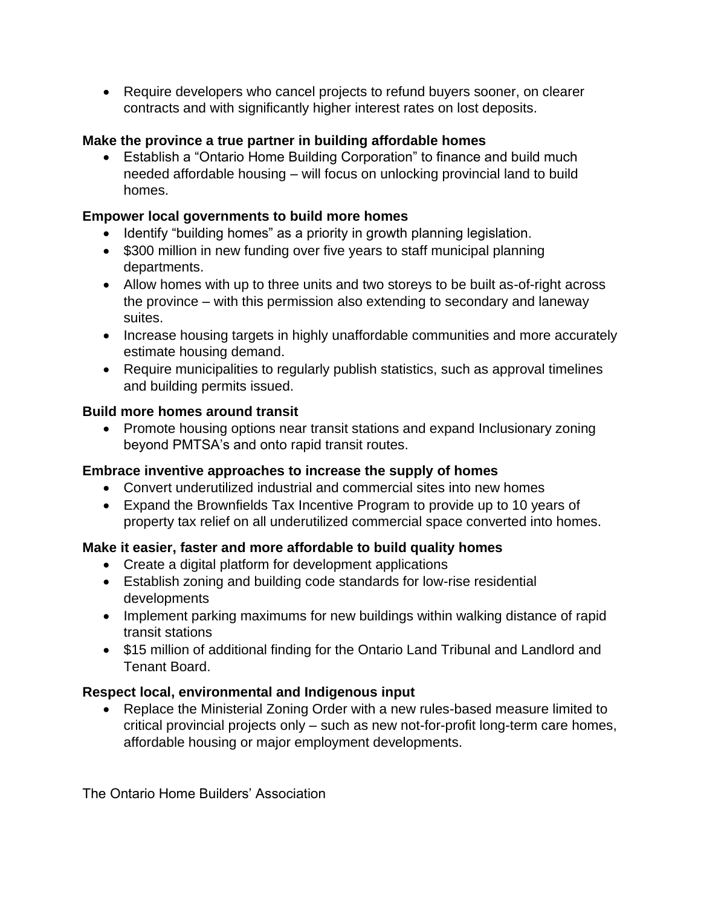- Require developers who cancel projects to refund buyers sooner, on clearer contracts and with significantly higher interest rates on lost deposits.

**Make the province a true partner in building affordable homes**

- Establish a "Ontario Home Building Corporation" to finance and build much needed affordable housing – will focus on unlocking provincial land to build homes.

**Empower local governments to build more homes**

- Identify "building homes" as a priority in growth planning legislation.
- $300 million in new funding over five years to staff municipal planning departments.
- Allow homes with up to three units and two storeys to be built as-of-right across the province – with this permission also extending to secondary and laneway suites.
- Increase housing targets in highly unaffordable communities and more accurately estimate housing demand.
- Require municipalities to regularly publish statistics, such as approval timelines and building permits issued.

**Build more homes around transit**

- Promote housing options near transit stations and expand Inclusionary zoning beyond PMTSA's and onto rapid transit routes.

**Embrace inventive approaches to increase the supply of homes**

- Convert underutilized industrial and commercial sites into new homes
- Expand the Brownfields Tax Incentive Program to provide up to 10 years of property tax relief on all underutilized commercial space converted into homes.

**Make it easier, faster and more affordable to build quality homes**

- Create a digital platform for development applications
- Establish zoning and building code standards for low-rise residential developments
- Implement parking maximums for new buildings within walking distance of rapid transit stations
- $15 million of additional finding for the Ontario Land Tribunal and Landlord and Tenant Board.

**Respect local, environmental and Indigenous input**

- Replace the Ministerial Zoning Order with a new rules-based measure limited to critical provincial projects only – such as new not-for-profit long-term care homes, affordable housing or major employment developments.

The Ontario Home Builders' Association